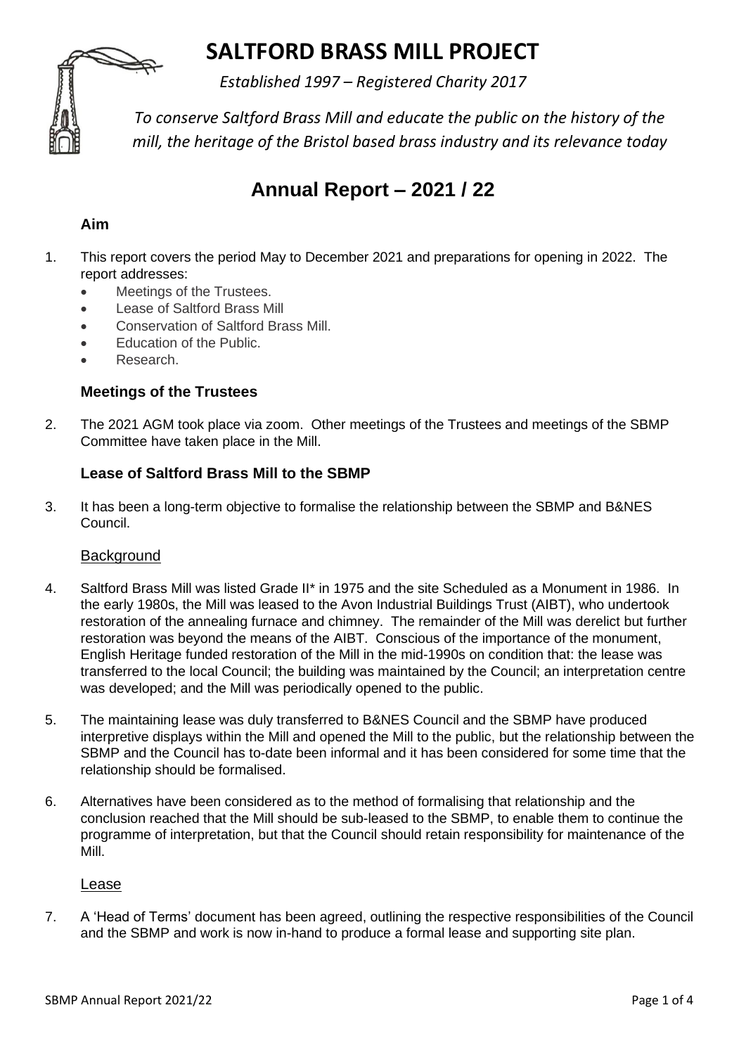# SALTFORD BRASS MILL PROJECT

*Established 1997 – Registered Charity 2017*

*To conserve Saltford Brass Mill and educate the public on the history of the mill, the heritage of the Bristol based brass industry and its relevance today*

## Annual Report – 2021 / 22

### Aim

1. This report covers the period May to December 2021 and preparations for opening in 2022. The report addresses:
   - Meetings of the Trustees.
   - Lease of Saltford Brass Mill
   - Conservation of Saltford Brass Mill.
   - Education of the Public.
   - Research.

### Meetings of the Trustees

2. The 2021 AGM took place via zoom. Other meetings of the Trustees and meetings of the SBMP Committee have taken place in the Mill.

### Lease of Saltford Brass Mill to the SBMP

3. It has been a long-term objective to formalise the relationship between the SBMP and B&NES Council.

#### Background

4. Saltford Brass Mill was listed Grade II* in 1975 and the site Scheduled as a Monument in 1986. In the early 1980s, the Mill was leased to the Avon Industrial Buildings Trust (AIBT), who undertook restoration of the annealing furnace and chimney. The remainder of the Mill was derelict but further restoration was beyond the means of the AIBT. Conscious of the importance of the monument, English Heritage funded restoration of the Mill in the mid-1990s on condition that: the lease was transferred to the local Council; the building was maintained by the Council; an interpretation centre was developed; and the Mill was periodically opened to the public.

5. The maintaining lease was duly transferred to B&NES Council and the SBMP have produced interpretive displays within the Mill and opened the Mill to the public, but the relationship between the SBMP and the Council has to-date been informal and it has been considered for some time that the relationship should be formalised.

6. Alternatives have been considered as to the method of formalising that relationship and the conclusion reached that the Mill should be sub-leased to the SBMP, to enable them to continue the programme of interpretation, but that the Council should retain responsibility for maintenance of the Mill.

#### Lease

7. A 'Head of Terms' document has been agreed, outlining the respective responsibilities of the Council and the SBMP and work is now in-hand to produce a formal lease and supporting site plan.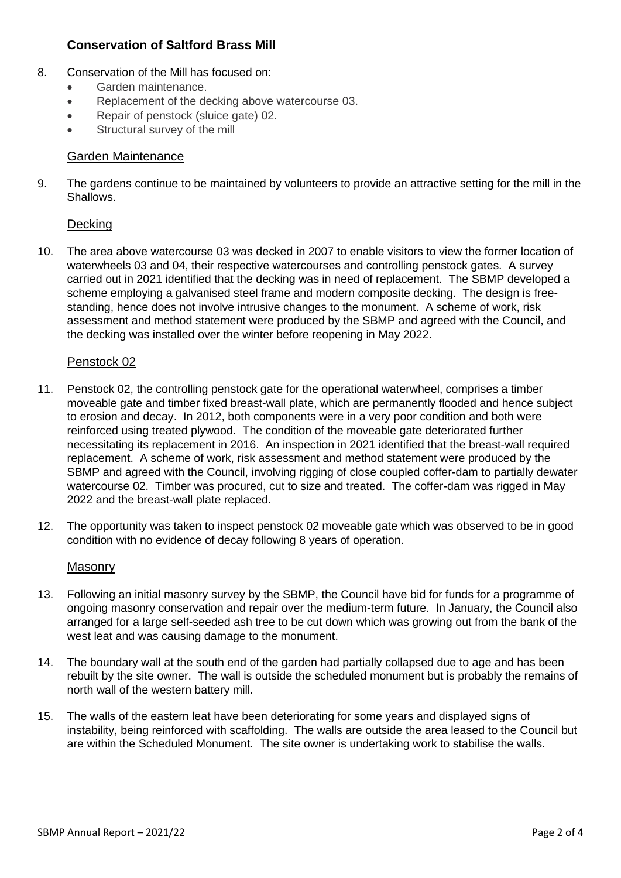## Conservation of Saltford Brass Mill

8. Conservation of the Mill has focused on:
   - Garden maintenance.
   - Replacement of the decking above watercourse 03.
   - Repair of penstock (sluice gate) 02.
   - Structural survey of the mill

### Garden Maintenance

9. The gardens continue to be maintained by volunteers to provide an attractive setting for the mill in the Shallows.

### Decking

10. The area above watercourse 03 was decked in 2007 to enable visitors to view the former location of waterwheels 03 and 04, their respective watercourses and controlling penstock gates. A survey carried out in 2021 identified that the decking was in need of replacement. The SBMP developed a scheme employing a galvanised steel frame and modern composite decking. The design is free-standing, hence does not involve intrusive changes to the monument. A scheme of work, risk assessment and method statement were produced by the SBMP and agreed with the Council, and the decking was installed over the winter before reopening in May 2022.

### Penstock 02

11. Penstock 02, the controlling penstock gate for the operational waterwheel, comprises a timber moveable gate and timber fixed breast-wall plate, which are permanently flooded and hence subject to erosion and decay. In 2012, both components were in a very poor condition and both were reinforced using treated plywood. The condition of the moveable gate deteriorated further necessitating its replacement in 2016. An inspection in 2021 identified that the breast-wall required replacement. A scheme of work, risk assessment and method statement were produced by the SBMP and agreed with the Council, involving rigging of close coupled coffer-dam to partially dewater watercourse 02. Timber was procured, cut to size and treated. The coffer-dam was rigged in May 2022 and the breast-wall plate replaced.

12. The opportunity was taken to inspect penstock 02 moveable gate which was observed to be in good condition with no evidence of decay following 8 years of operation.

### Masonry

13. Following an initial masonry survey by the SBMP, the Council have bid for funds for a programme of ongoing masonry conservation and repair over the medium-term future. In January, the Council also arranged for a large self-seeded ash tree to be cut down which was growing out from the bank of the west leat and was causing damage to the monument.

14. The boundary wall at the south end of the garden had partially collapsed due to age and has been rebuilt by the site owner. The wall is outside the scheduled monument but is probably the remains of north wall of the western battery mill.

15. The walls of the eastern leat have been deteriorating for some years and displayed signs of instability, being reinforced with scaffolding. The walls are outside the area leased to the Council but are within the Scheduled Monument. The site owner is undertaking work to stabilise the walls.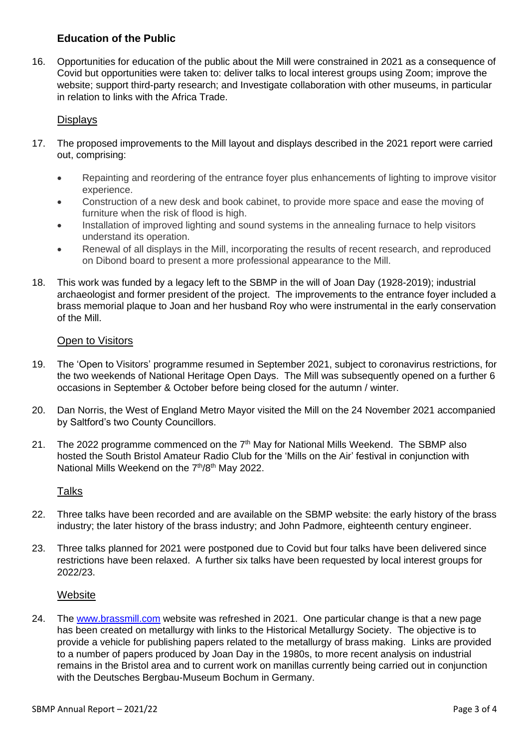## Education of the Public

16. Opportunities for education of the public about the Mill were constrained in 2021 as a consequence of Covid but opportunities were taken to: deliver talks to local interest groups using Zoom; improve the website; support third-party research; and Investigate collaboration with other museums, in particular in relation to links with the Africa Trade.

### Displays

17. The proposed improvements to the Mill layout and displays described in the 2021 report were carried out, comprising:

    - Repainting and reordering of the entrance foyer plus enhancements of lighting to improve visitor experience.
    - Construction of a new desk and book cabinet, to provide more space and ease the moving of furniture when the risk of flood is high.
    - Installation of improved lighting and sound systems in the annealing furnace to help visitors understand its operation.
    - Renewal of all displays in the Mill, incorporating the results of recent research, and reproduced on Dibond board to present a more professional appearance to the Mill.

18. This work was funded by a legacy left to the SBMP in the will of Joan Day (1928-2019); industrial archaeologist and former president of the project. The improvements to the entrance foyer included a brass memorial plaque to Joan and her husband Roy who were instrumental in the early conservation of the Mill.

### Open to Visitors

19. The 'Open to Visitors' programme resumed in September 2021, subject to coronavirus restrictions, for the two weekends of National Heritage Open Days. The Mill was subsequently opened on a further 6 occasions in September & October before being closed for the autumn / winter.

20. Dan Norris, the West of England Metro Mayor visited the Mill on the 24 November 2021 accompanied by Saltford's two County Councillors.

21. The 2022 programme commenced on the 7th May for National Mills Weekend. The SBMP also hosted the South Bristol Amateur Radio Club for the 'Mills on the Air' festival in conjunction with National Mills Weekend on the 7th/8th May 2022.

### Talks

22. Three talks have been recorded and are available on the SBMP website: the early history of the brass industry; the later history of the brass industry; and John Padmore, eighteenth century engineer.

23. Three talks planned for 2021 were postponed due to Covid but four talks have been delivered since restrictions have been relaxed. A further six talks have been requested by local interest groups for 2022/23.

### Website

24. The [www.brassmill.com](http://www.brassmill.com) website was refreshed in 2021. One particular change is that a new page has been created on metallurgy with links to the Historical Metallurgy Society. The objective is to provide a vehicle for publishing papers related to the metallurgy of brass making. Links are provided to a number of papers produced by Joan Day in the 1980s, to more recent analysis on industrial remains in the Bristol area and to current work on manillas currently being carried out in conjunction with the Deutsches Bergbau-Museum Bochum in Germany.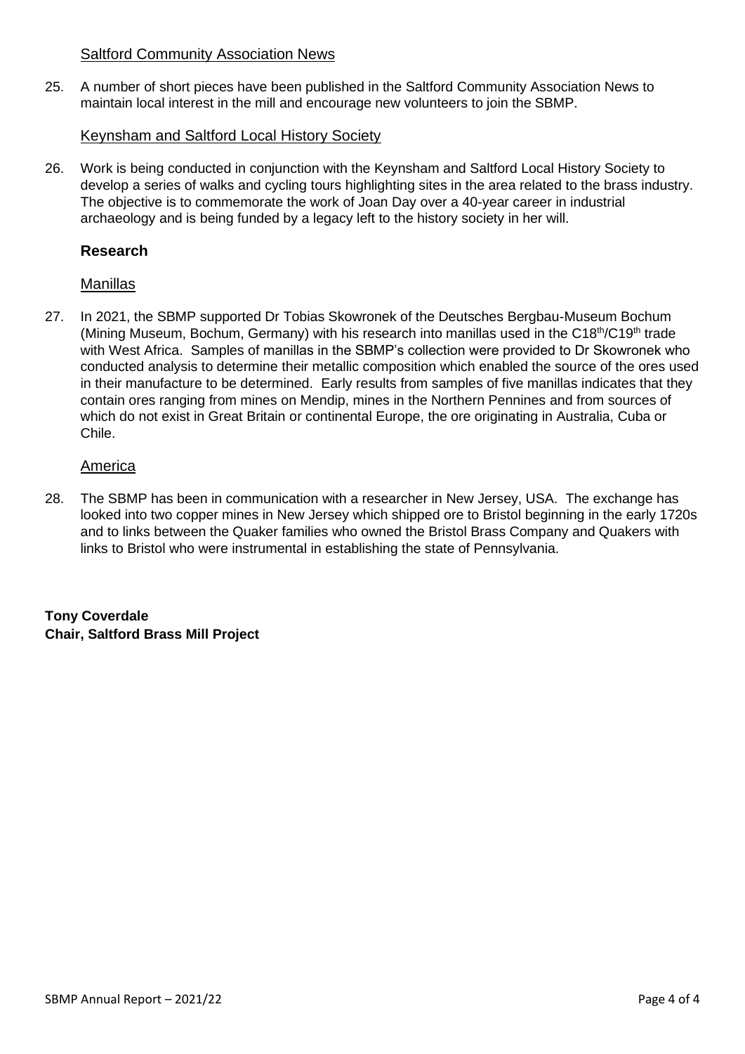### Saltford Community Association News

25. A number of short pieces have been published in the Saltford Community Association News to maintain local interest in the mill and encourage new volunteers to join the SBMP.

### Keynsham and Saltford Local History Society

26. Work is being conducted in conjunction with the Keynsham and Saltford Local History Society to develop a series of walks and cycling tours highlighting sites in the area related to the brass industry. The objective is to commemorate the work of Joan Day over a 40-year career in industrial archaeology and is being funded by a legacy left to the history society in her will.

## Research

### Manillas

27. In 2021, the SBMP supported Dr Tobias Skowronek of the Deutsches Bergbau-Museum Bochum (Mining Museum, Bochum, Germany) with his research into manillas used in the C18th/C19th trade with West Africa. Samples of manillas in the SBMP's collection were provided to Dr Skowronek who conducted analysis to determine their metallic composition which enabled the source of the ores used in their manufacture to be determined. Early results from samples of five manillas indicates that they contain ores ranging from mines on Mendip, mines in the Northern Pennines and from sources of which do not exist in Great Britain or continental Europe, the ore originating in Australia, Cuba or Chile.

### America

28. The SBMP has been in communication with a researcher in New Jersey, USA. The exchange has looked into two copper mines in New Jersey which shipped ore to Bristol beginning in the early 1720s and to links between the Quaker families who owned the Bristol Brass Company and Quakers with links to Bristol who were instrumental in establishing the state of Pennsylvania.

**Tony Coverdale**
**Chair, Saltford Brass Mill Project**